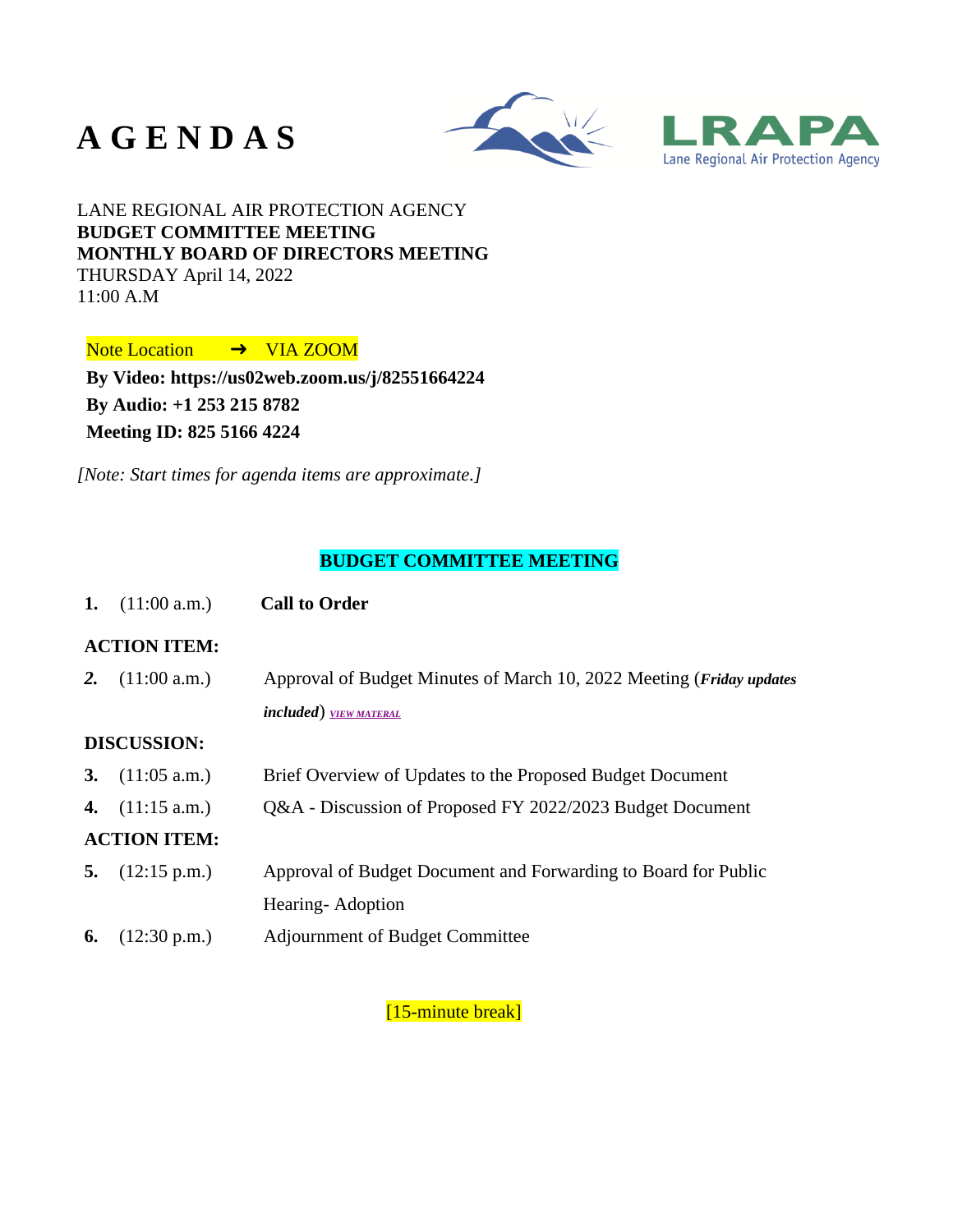# A G E N D A S

LRAPA
Lane Regional Air Protection Agency

LANE REGIONAL AIR PROTECTION AGENCY
**BUDGET COMMITTEE MEETING**
**MONTHLY BOARD OF DIRECTORS MEETING**
THURSDAY April 14, 2022
11:00 A.M

Note Location ➜ VIA ZOOM

**By Video: https://us02web.zoom.us/j/82551664224**
**By Audio: +1 253 215 8782**
**Meeting ID: 825 5166 4224**

*[Note: Start times for agenda items are approximate.]*

## BUDGET COMMITTEE MEETING

**1.** (11:00 a.m.) **Call to Order**

**ACTION ITEM:**

***2.*** (11:00 a.m.) Approval of Budget Minutes of March 10, 2022 Meeting (***Friday updates included***) *VIEW MATERAL*

**DISCUSSION:**

**3.** (11:05 a.m.) Brief Overview of Updates to the Proposed Budget Document

**4.** (11:15 a.m.) Q&A - Discussion of Proposed FY 2022/2023 Budget Document

**ACTION ITEM:**

**5.** (12:15 p.m.) Approval of Budget Document and Forwarding to Board for Public Hearing- Adoption

**6.** (12:30 p.m.) Adjournment of Budget Committee

[15-minute break]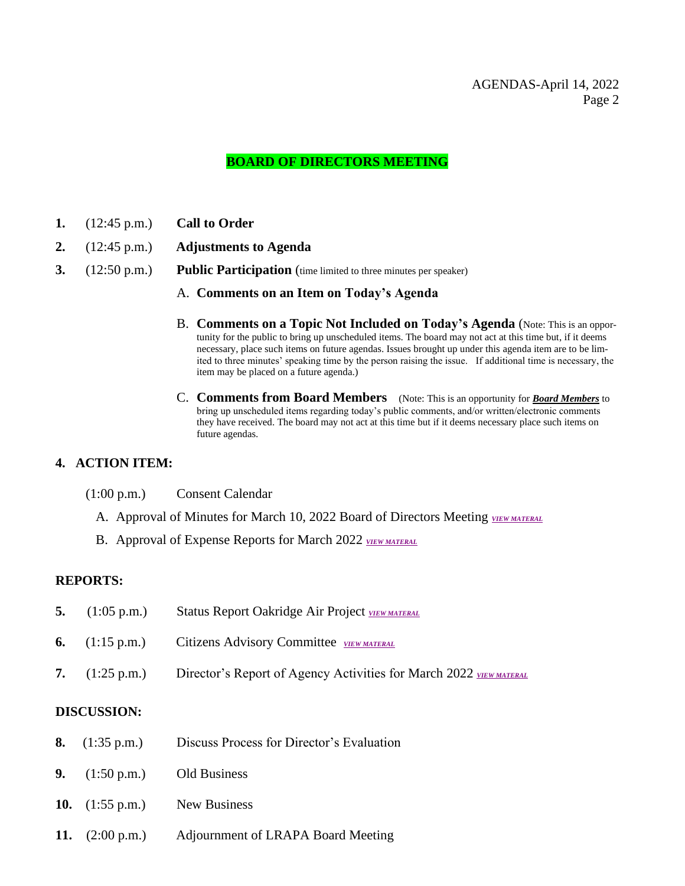## BOARD OF DIRECTORS MEETING

**1.** (12:45 p.m.) **Call to Order**

**2.** (12:45 p.m.) **Adjustments to Agenda**

**3.** (12:50 p.m.) **Public Participation** (time limited to three minutes per speaker)

A. **Comments on an Item on Today's Agenda**

B. **Comments on a Topic Not Included on Today's Agenda** (Note: This is an opportunity for the public to bring up unscheduled items. The board may not act at this time but, if it deems necessary, place such items on future agendas. Issues brought up under this agenda item are to be limited to three minutes' speaking time by the person raising the issue. If additional time is necessary, the item may be placed on a future agenda.)

C. **Comments from Board Members** (Note: This is an opportunity for ***Board Members*** to bring up unscheduled items regarding today's public comments, and/or written/electronic comments they have received. The board may not act at this time but if it deems necessary place such items on future agendas.

### 4. ACTION ITEM:

(1:00 p.m.) Consent Calendar

A. Approval of Minutes for March 10, 2022 Board of Directors Meeting *VIEW MATERAL*

B. Approval of Expense Reports for March 2022 *VIEW MATERAL*

### REPORTS:

**5.** (1:05 p.m.) Status Report Oakridge Air Project *VIEW MATERAL*

**6.** (1:15 p.m.) Citizens Advisory Committee *VIEW MATERAL*

**7.** (1:25 p.m.) Director's Report of Agency Activities for March 2022 *VIEW MATERAL*

### DISCUSSION:

**8.** (1:35 p.m.) Discuss Process for Director's Evaluation

**9.** (1:50 p.m.) Old Business

**10.** (1:55 p.m.) New Business

**11.** (2:00 p.m.) Adjournment of LRAPA Board Meeting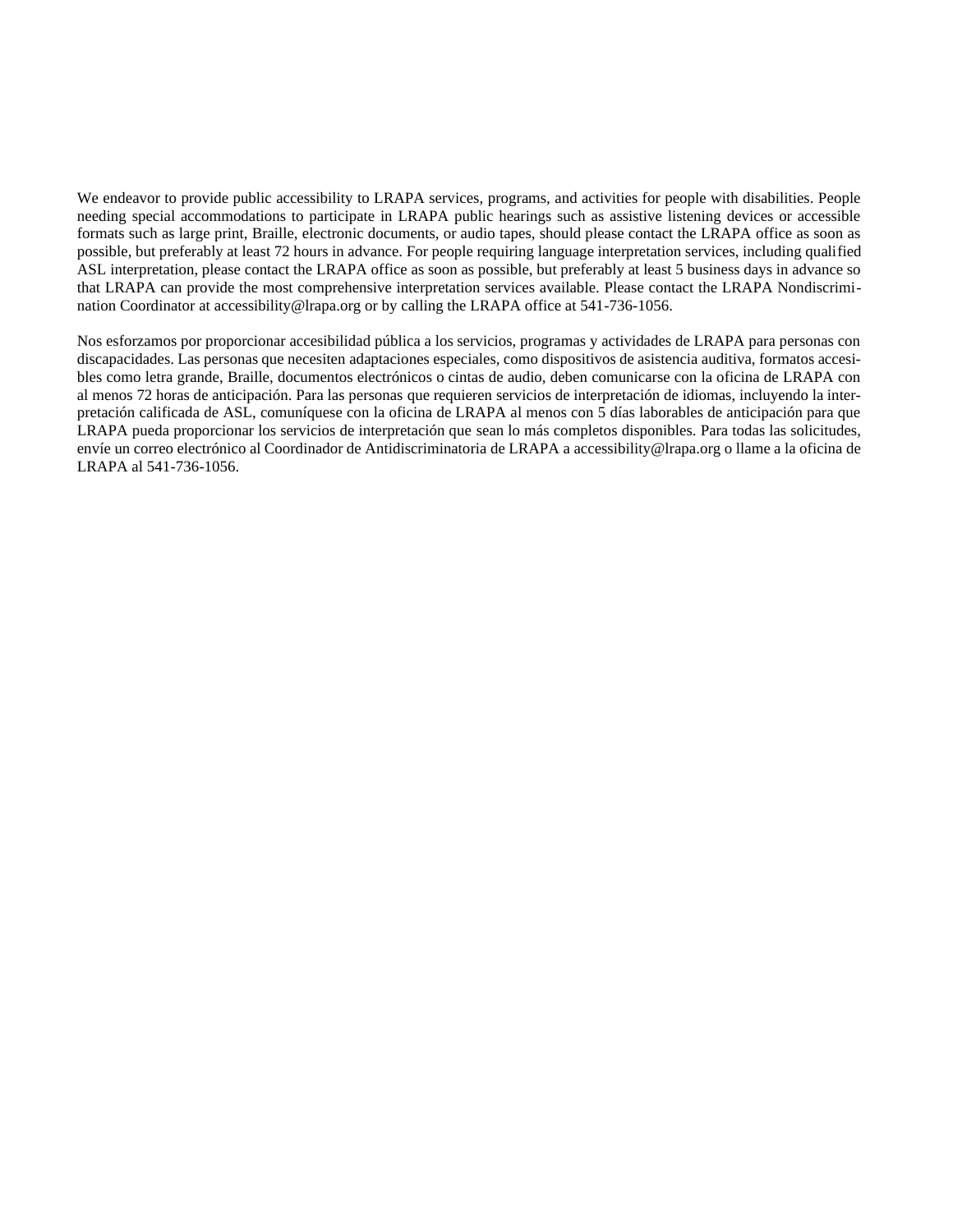We endeavor to provide public accessibility to LRAPA services, programs, and activities for people with disabilities. People needing special accommodations to participate in LRAPA public hearings such as assistive listening devices or accessible formats such as large print, Braille, electronic documents, or audio tapes, should please contact the LRAPA office as soon as possible, but preferably at least 72 hours in advance. For people requiring language interpretation services, including qualified ASL interpretation, please contact the LRAPA office as soon as possible, but preferably at least 5 business days in advance so that LRAPA can provide the most comprehensive interpretation services available. Please contact the LRAPA Nondiscrimination Coordinator at accessibility@lrapa.org or by calling the LRAPA office at 541-736-1056.

Nos esforzamos por proporcionar accesibilidad pública a los servicios, programas y actividades de LRAPA para personas con discapacidades. Las personas que necesiten adaptaciones especiales, como dispositivos de asistencia auditiva, formatos accesibles como letra grande, Braille, documentos electrónicos o cintas de audio, deben comunicarse con la oficina de LRAPA con al menos 72 horas de anticipación. Para las personas que requieren servicios de interpretación de idiomas, incluyendo la interpretación calificada de ASL, comuníquese con la oficina de LRAPA al menos con 5 días laborables de anticipación para que LRAPA pueda proporcionar los servicios de interpretación que sean lo más completos disponibles. Para todas las solicitudes, envíe un correo electrónico al Coordinador de Antidiscriminatoria de LRAPA a accessibility@lrapa.org o llame a la oficina de LRAPA al 541-736-1056.